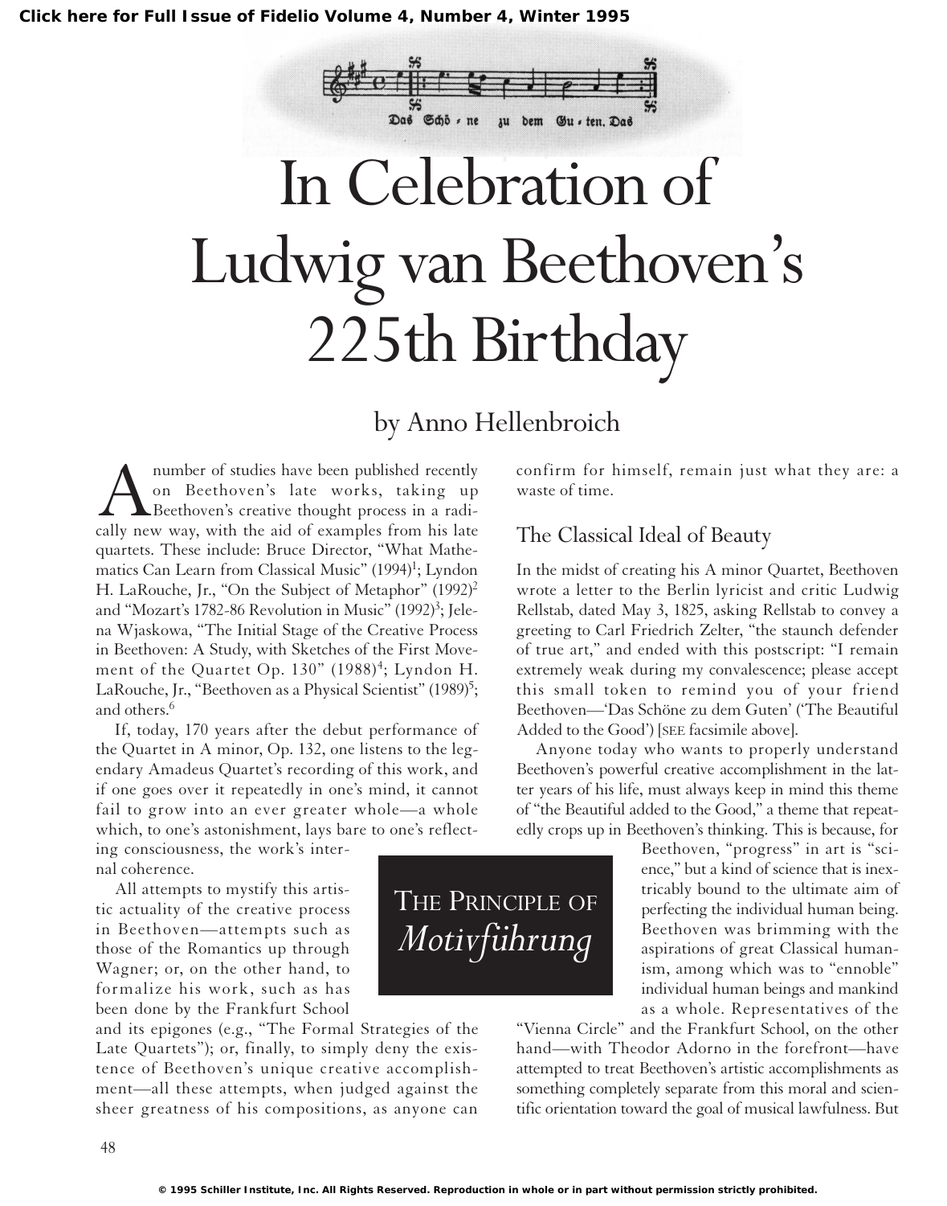# In Celebration of Ludwig van Beethoven's 225th Birthday

## by Anno Hellenbroich

A number of studies have been published recently on Beethoven's late works, taking up Beethoven's creative thought process in a radically new way, with the aid of examples from his late quartets. These include: Bruce Director, "What Mathematics Can Learn from Classical Music" (1994)[1]; Lyndon H. LaRouche, Jr., "On the Subject of Metaphor" (1992)[2] and "Mozart's 1782-86 Revolution in Music" (1992)[3]; Jelena Wjaskowa, "The Initial Stage of the Creative Process in Beethoven: A Study, with Sketches of the First Movement of the Quartet Op. 130" (1988)[4]; Lyndon H. LaRouche, Jr., "Beethoven as a Physical Scientist" (1989)[5]; and others.[6]

If, today, 170 years after the debut performance of the Quartet in A minor, Op. 132, one listens to the legendary Amadeus Quartet's recording of this work, and if one goes over it repeatedly in one's mind, it cannot fail to grow into an ever greater whole—a whole which, to one's astonishment, lays bare to one's reflecting consciousness, the work's internal coherence.

All attempts to mystify this artistic actuality of the creative process in Beethoven—attempts such as those of the Romantics up through Wagner; or, on the other hand, to formalize his work, such as has been done by the Frankfurt School and its epigones (e.g., "The Formal Strategies of the Late Quartets"); or, finally, to simply deny the existence of Beethoven's unique creative accomplishment—all these attempts, when judged against the sheer greatness of his compositions, as anyone can confirm for himself, remain just what they are: a waste of time.

## The Principle of *Motivführung*

### The Classical Ideal of Beauty

In the midst of creating his A minor Quartet, Beethoven wrote a letter to the Berlin lyricist and critic Ludwig Rellstab, dated May 3, 1825, asking Rellstab to convey a greeting to Carl Friedrich Zelter, "the staunch defender of true art," and ended with this postscript: "I remain extremely weak during my convalescence; please accept this small token to remind you of your friend Beethoven—'Das Schöne zu dem Guten' ('The Beautiful Added to the Good') [SEE facsimile above].

Anyone today who wants to properly understand Beethoven's powerful creative accomplishment in the latter years of his life, must always keep in mind this theme of "the Beautiful added to the Good," a theme that repeatedly crops up in Beethoven's thinking. This is because, for Beethoven, "progress" in art is "science," but a kind of science that is inextricably bound to the ultimate aim of perfecting the individual human being. Beethoven was brimming with the aspirations of great Classical humanism, among which was to "ennoble" individual human beings and mankind as a whole. Representatives of the "Vienna Circle" and the Frankfurt School, on the other hand—with Theodor Adorno in the forefront—have attempted to treat Beethoven's artistic accomplishments as something completely separate from this moral and scientific orientation toward the goal of musical lawfulness. But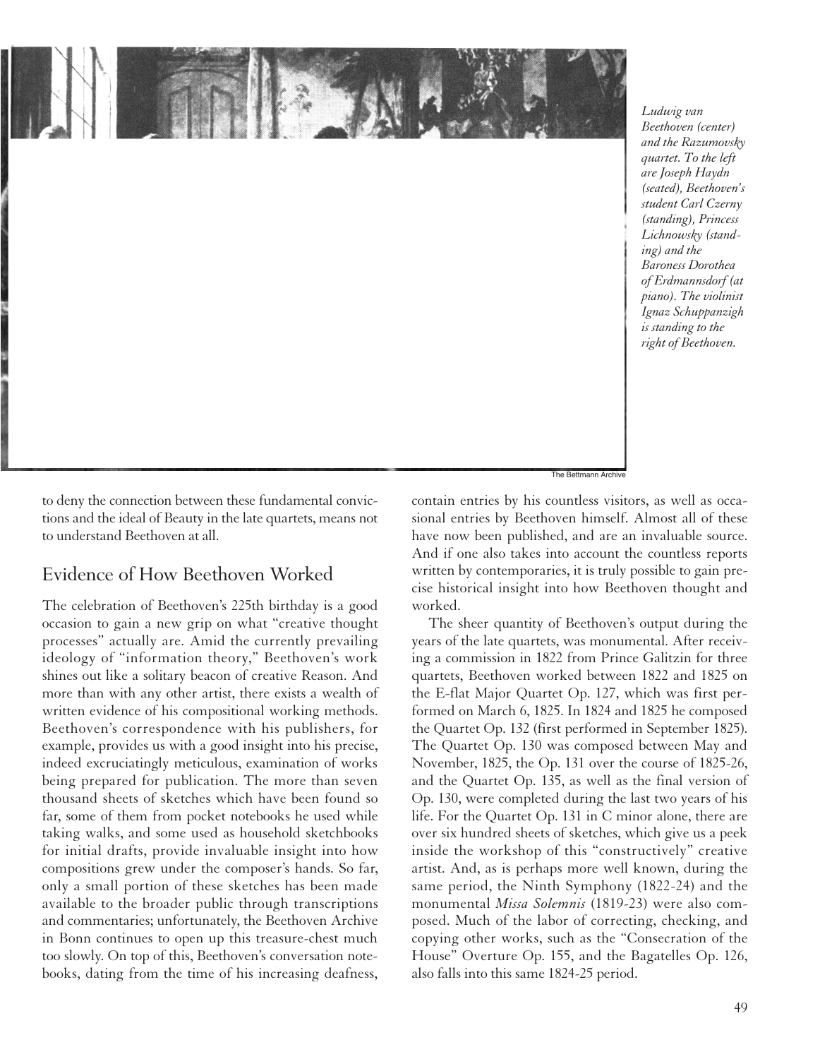Ludwig van Beethoven (center) and the Razumovsky quartet. To the left are Joseph Haydn (seated), Beethoven's student Carl Czerny (standing), Princess Lichnowsky (standing) and the Baroness Dorothea of Erdmannsdorf (at piano). The violinist Ignaz Schuppanzigh is standing to the right of Beethoven.

The Bettmann Archive

to deny the connection between these fundamental convictions and the ideal of Beauty in the late quartets, means not to understand Beethoven at all.

## Evidence of How Beethoven Worked

The celebration of Beethoven's 225th birthday is a good occasion to gain a new grip on what "creative thought processes" actually are. Amid the currently prevailing ideology of "information theory," Beethoven's work shines out like a solitary beacon of creative Reason. And more than with any other artist, there exists a wealth of written evidence of his compositional working methods. Beethoven's correspondence with his publishers, for example, provides us with a good insight into his precise, indeed excruciatingly meticulous, examination of works being prepared for publication. The more than seven thousand sheets of sketches which have been found so far, some of them from pocket notebooks he used while taking walks, and some used as household sketchbooks for initial drafts, provide invaluable insight into how compositions grew under the composer's hands. So far, only a small portion of these sketches has been made available to the broader public through transcriptions and commentaries; unfortunately, the Beethoven Archive in Bonn continues to open up this treasure-chest much too slowly. On top of this, Beethoven's conversation notebooks, dating from the time of his increasing deafness, contain entries by his countless visitors, as well as occasional entries by Beethoven himself. Almost all of these have now been published, and are an invaluable source. And if one also takes into account the countless reports written by contemporaries, it is truly possible to gain precise historical insight into how Beethoven thought and worked.

The sheer quantity of Beethoven's output during the years of the late quartets, was monumental. After receiving a commission in 1822 from Prince Galitzin for three quartets, Beethoven worked between 1822 and 1825 on the E-flat Major Quartet Op. 127, which was first performed on March 6, 1825. In 1824 and 1825 he composed the Quartet Op. 132 (first performed in September 1825). The Quartet Op. 130 was composed between May and November, 1825, the Op. 131 over the course of 1825-26, and the Quartet Op. 135, as well as the final version of Op. 130, were completed during the last two years of his life. For the Quartet Op. 131 in C minor alone, there are over six hundred sheets of sketches, which give us a peek inside the workshop of this "constructively" creative artist. And, as is perhaps more well known, during the same period, the Ninth Symphony (1822-24) and the monumental *Missa Solemnis* (1819-23) were also composed. Much of the labor of correcting, checking, and copying other works, such as the "Consecration of the House" Overture Op. 155, and the Bagatelles Op. 126, also falls into this same 1824-25 period.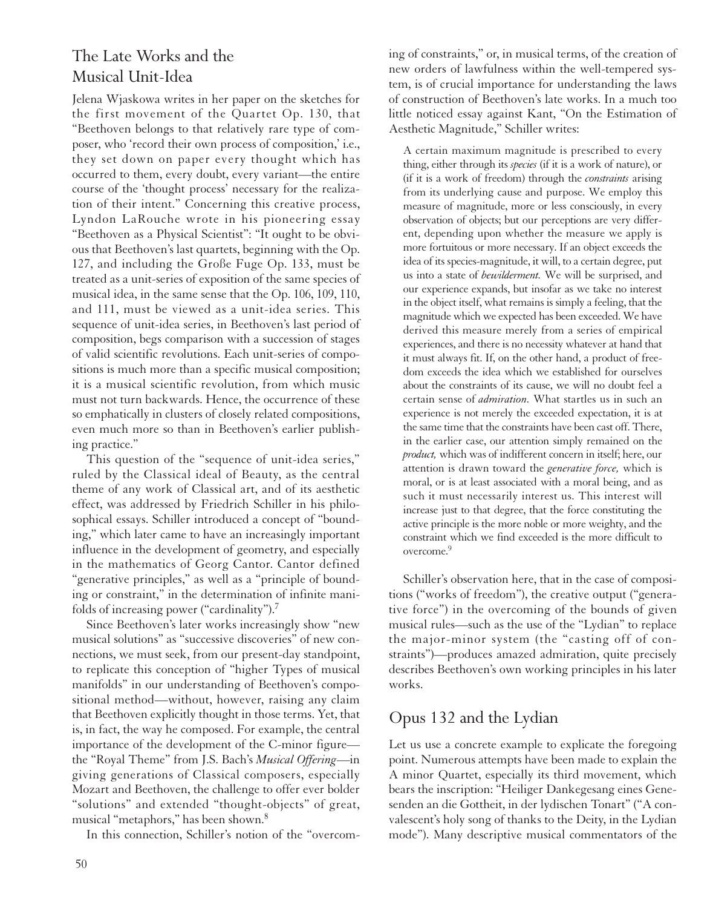## The Late Works and the Musical Unit-Idea

Jelena Wjaskowa writes in her paper on the sketches for the first movement of the Quartet Op. 130, that "Beethoven belongs to that relatively rare type of composer, who 'record their own process of composition,' i.e., they set down on paper every thought which has occurred to them, every doubt, every variant—the entire course of the 'thought process' necessary for the realization of their intent." Concerning this creative process, Lyndon LaRouche wrote in his pioneering essay "Beethoven as a Physical Scientist": "It ought to be obvious that Beethoven's last quartets, beginning with the Op. 127, and including the Große Fuge Op. 133, must be treated as a unit-series of exposition of the same species of musical idea, in the same sense that the Op. 106, 109, 110, and 111, must be viewed as a unit-idea series. This sequence of unit-idea series, in Beethoven's last period of composition, begs comparison with a succession of stages of valid scientific revolutions. Each unit-series of compositions is much more than a specific musical composition; it is a musical scientific revolution, from which music must not turn backwards. Hence, the occurrence of these so emphatically in clusters of closely related compositions, even much more so than in Beethoven's earlier publishing practice."

This question of the "sequence of unit-idea series," ruled by the Classical ideal of Beauty, as the central theme of any work of Classical art, and of its aesthetic effect, was addressed by Friedrich Schiller in his philosophical essays. Schiller introduced a concept of "bounding," which later came to have an increasingly important influence in the development of geometry, and especially in the mathematics of Georg Cantor. Cantor defined "generative principles," as well as a "principle of bounding or constraint," in the determination of infinite manifolds of increasing power ("cardinality").[7]

Since Beethoven's later works increasingly show "new musical solutions" as "successive discoveries" of new connections, we must seek, from our present-day standpoint, to replicate this conception of "higher Types of musical manifolds" in our understanding of Beethoven's compositional method—without, however, raising any claim that Beethoven explicitly thought in those terms. Yet, that is, in fact, the way he composed. For example, the central importance of the development of the C-minor figure—the "Royal Theme" from J.S. Bach's *Musical Offering*—in giving generations of Classical composers, especially Mozart and Beethoven, the challenge to offer ever bolder "solutions" and extended "thought-objects" of great, musical "metaphors," has been shown.[8]

In this connection, Schiller's notion of the "overcoming of constraints," or, in musical terms, of the creation of new orders of lawfulness within the well-tempered system, is of crucial importance for understanding the laws of construction of Beethoven's late works. In a much too little noticed essay against Kant, "On the Estimation of Aesthetic Magnitude," Schiller writes:

> A certain maximum magnitude is prescribed to every thing, either through its *species* (if it is a work of nature), or (if it is a work of freedom) through the *constraints* arising from its underlying cause and purpose. We employ this measure of magnitude, more or less consciously, in every observation of objects; but our perceptions are very different, depending upon whether the measure we apply is more fortuitous or more necessary. If an object exceeds the idea of its species-magnitude, it will, to a certain degree, put us into a state of *bewilderment.* We will be surprised, and our experience expands, but insofar as we take no interest in the object itself, what remains is simply a feeling, that the magnitude which we expected has been exceeded. We have derived this measure merely from a series of empirical experiences, and there is no necessity whatever at hand that it must always fit. If, on the other hand, a product of freedom exceeds the idea which we established for ourselves about the constraints of its cause, we will no doubt feel a certain sense of *admiration.* What startles us in such an experience is not merely the exceeded expectation, it is at the same time that the constraints have been cast off. There, in the earlier case, our attention simply remained on the *product,* which was of indifferent concern in itself; here, our attention is drawn toward the *generative force,* which is moral, or is at least associated with a moral being, and as such it must necessarily interest us. This interest will increase just to that degree, that the force constituting the active principle is the more noble or more weighty, and the constraint which we find exceeded is the more difficult to overcome.[9]

Schiller's observation here, that in the case of compositions ("works of freedom"), the creative output ("generative force") in the overcoming of the bounds of given musical rules—such as the use of the "Lydian" to replace the major-minor system (the "casting off of constraints")—produces amazed admiration, quite precisely describes Beethoven's own working principles in his later works.

## Opus 132 and the Lydian

Let us use a concrete example to explicate the foregoing point. Numerous attempts have been made to explain the A minor Quartet, especially its third movement, which bears the inscription: "Heiliger Dankegesang eines Genesenden an die Gottheit, in der lydischen Tonart" ("A convalescent's holy song of thanks to the Deity, in the Lydian mode"). Many descriptive musical commentators of the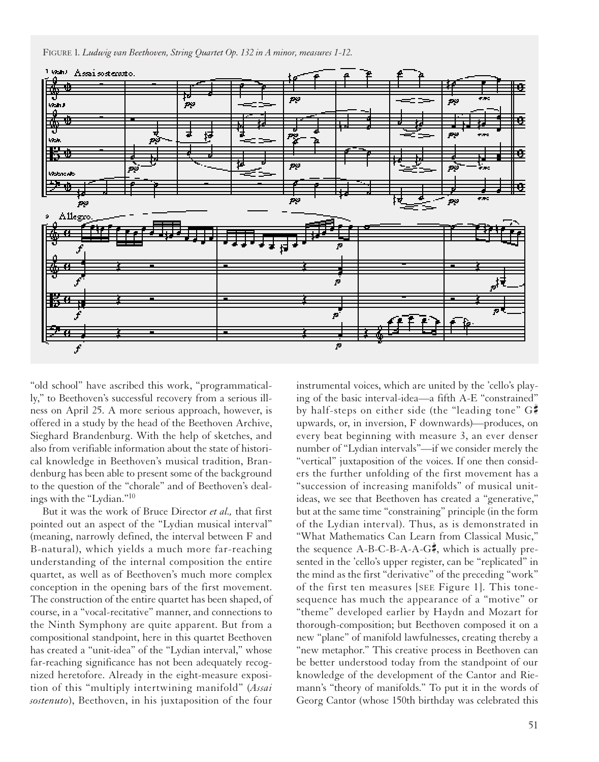FIGURE 1. *Ludwig van Beethoven, String Quartet Op. 132 in A minor, measures 1-12.*

"old school" have ascribed this work, "programmatically," to Beethoven's successful recovery from a serious illness on April 25. A more serious approach, however, is offered in a study by the head of the Beethoven Archive, Sieghard Brandenburg. With the help of sketches, and also from verifiable information about the state of historical knowledge in Beethoven's musical tradition, Brandenburg has been able to present some of the background to the question of the "chorale" and of Beethoven's dealings with the "Lydian."[10]

But it was the work of Bruce Director *et al.,* that first pointed out an aspect of the "Lydian musical interval" (meaning, narrowly defined, the interval between F and B-natural), which yields a much more far-reaching understanding of the internal composition the entire quartet, as well as of Beethoven's much more complex conception in the opening bars of the first movement. The construction of the entire quartet has been shaped, of course, in a "vocal-recitative" manner, and connections to the Ninth Symphony are quite apparent. But from a compositional standpoint, here in this quartet Beethoven has created a "unit-idea" of the "Lydian interval," whose far-reaching significance has not been adequately recognized heretofore. Already in the eight-measure exposition of this "multiply intertwining manifold" (*Assai sostenuto*), Beethoven, in his juxtaposition of the four instrumental voices, which are united by the 'cello's playing of the basic interval-idea—a fifth A-E "constrained" by half-steps on either side (the "leading tone" G♯ upwards, or, in inversion, F downwards)—produces, on every beat beginning with measure 3, an ever denser number of "Lydian intervals"—if we consider merely the "vertical" juxtaposition of the voices. If one then considers the further unfolding of the first movement has a "succession of increasing manifolds" of musical unit-ideas, we see that Beethoven has created a "generative," but at the same time "constraining" principle (in the form of the Lydian interval). Thus, as is demonstrated in "What Mathematics Can Learn from Classical Music," the sequence A-B-C-B-A-A-G♯, which is actually presented in the 'cello's upper register, can be "replicated" in the mind as the first "derivative" of the preceding "work" of the first ten measures [SEE Figure 1]. This tone-sequence has much the appearance of a "motive" or "theme" developed earlier by Haydn and Mozart for thorough-composition; but Beethoven composed it on a new "plane" of manifold lawfulnesses, creating thereby a "new metaphor." This creative process in Beethoven can be better understood today from the standpoint of our knowledge of the development of the Cantor and Riemann's "theory of manifolds." To put it in the words of Georg Cantor (whose 150th birthday was celebrated this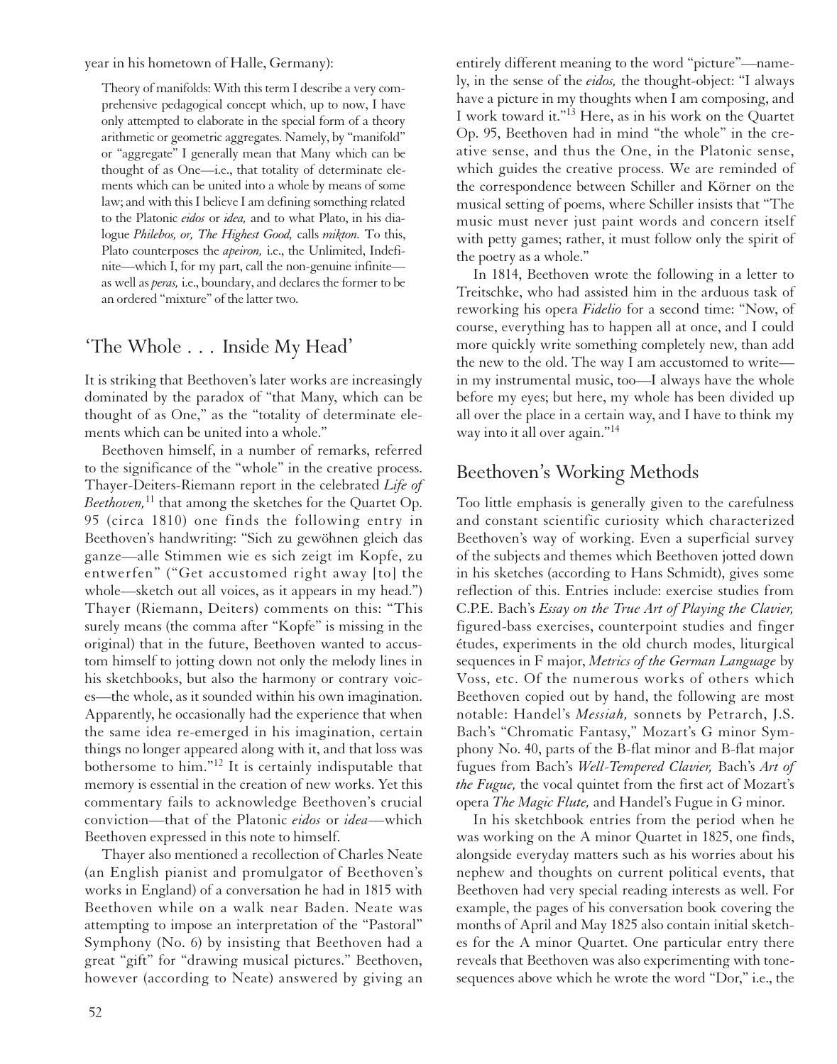year in his hometown of Halle, Germany):

> Theory of manifolds: With this term I describe a very comprehensive pedagogical concept which, up to now, I have only attempted to elaborate in the special form of a theory arithmetic or geometric aggregates. Namely, by "manifold" or "aggregate" I generally mean that Many which can be thought of as One—i.e., that totality of determinate elements which can be united into a whole by means of some law; and with this I believe I am defining something related to the Platonic *eidos* or *idea,* and to what Plato, in his dialogue *Philebos, or, The Highest Good,* calls *mikton.* To this, Plato counterposes the *apeiron,* i.e., the Unlimited, Indefinite—which I, for my part, call the non-genuine infinite—as well as *peras,* i.e., boundary, and declares the former to be an ordered "mixture" of the latter two.

## 'The Whole . . . Inside My Head'

It is striking that Beethoven's later works are increasingly dominated by the paradox of "that Many, which can be thought of as One," as the "totality of determinate elements which can be united into a whole."

Beethoven himself, in a number of remarks, referred to the significance of the "whole" in the creative process. Thayer-Deiters-Riemann report in the celebrated *Life of Beethoven,*[11] that among the sketches for the Quartet Op. 95 (circa 1810) one finds the following entry in Beethoven's handwriting: "Sich zu gewöhnen gleich das ganze—alle Stimmen wie es sich zeigt im Kopfe, zu entwerfen" ("Get accustomed right away [to] the whole—sketch out all voices, as it appears in my head.") Thayer (Riemann, Deiters) comments on this: "This surely means (the comma after "Kopfe" is missing in the original) that in the future, Beethoven wanted to accustom himself to jotting down not only the melody lines in his sketchbooks, but also the harmony or contrary voices—the whole, as it sounded within his own imagination. Apparently, he occasionally had the experience that when the same idea re-emerged in his imagination, certain things no longer appeared along with it, and that loss was bothersome to him."[12] It is certainly indisputable that memory is essential in the creation of new works. Yet this commentary fails to acknowledge Beethoven's crucial conviction—that of the Platonic *eidos* or *idea*—which Beethoven expressed in this note to himself.

Thayer also mentioned a recollection of Charles Neate (an English pianist and promulgator of Beethoven's works in England) of a conversation he had in 1815 with Beethoven while on a walk near Baden. Neate was attempting to impose an interpretation of the "Pastoral" Symphony (No. 6) by insisting that Beethoven had a great "gift" for "drawing musical pictures." Beethoven, however (according to Neate) answered by giving an entirely different meaning to the word "picture"—namely, in the sense of the *eidos,* the thought-object: "I always have a picture in my thoughts when I am composing, and I work toward it."[13] Here, as in his work on the Quartet Op. 95, Beethoven had in mind "the whole" in the creative sense, and thus the One, in the Platonic sense, which guides the creative process. We are reminded of the correspondence between Schiller and Körner on the musical setting of poems, where Schiller insists that "The music must never just paint words and concern itself with petty games; rather, it must follow only the spirit of the poetry as a whole."

In 1814, Beethoven wrote the following in a letter to Treitschke, who had assisted him in the arduous task of reworking his opera *Fidelio* for a second time: "Now, of course, everything has to happen all at once, and I could more quickly write something completely new, than add the new to the old. The way I am accustomed to write—in my instrumental music, too—I always have the whole before my eyes; but here, my whole has been divided up all over the place in a certain way, and I have to think my way into it all over again."[14]

## Beethoven's Working Methods

Too little emphasis is generally given to the carefulness and constant scientific curiosity which characterized Beethoven's way of working. Even a superficial survey of the subjects and themes which Beethoven jotted down in his sketches (according to Hans Schmidt), gives some reflection of this. Entries include: exercise studies from C.P.E. Bach's *Essay on the True Art of Playing the Clavier,* figured-bass exercises, counterpoint studies and finger études, experiments in the old church modes, liturgical sequences in F major, *Metrics of the German Language* by Voss, etc. Of the numerous works of others which Beethoven copied out by hand, the following are most notable: Handel's *Messiah,* sonnets by Petrarch, J.S. Bach's "Chromatic Fantasy," Mozart's G minor Symphony No. 40, parts of the B-flat minor and B-flat major fugues from Bach's *Well-Tempered Clavier,* Bach's *Art of the Fugue,* the vocal quintet from the first act of Mozart's opera *The Magic Flute,* and Handel's Fugue in G minor.

In his sketchbook entries from the period when he was working on the A minor Quartet in 1825, one finds, alongside everyday matters such as his worries about his nephew and thoughts on current political events, that Beethoven had very special reading interests as well. For example, the pages of his conversation book covering the months of April and May 1825 also contain initial sketches for the A minor Quartet. One particular entry there reveals that Beethoven was also experimenting with tone-sequences above which he wrote the word "Dor," i.e., the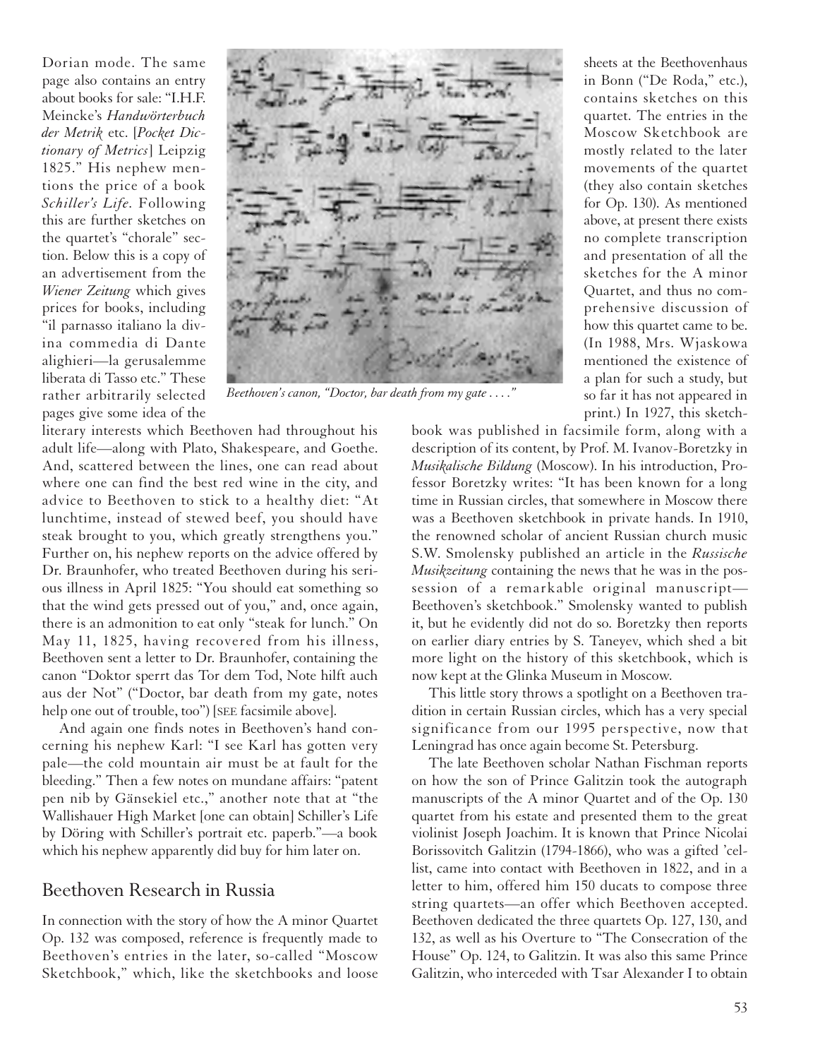Dorian mode. The same page also contains an entry about books for sale: "I.H.F. Meincke's *Handwörterbuch der Metrik* etc. [*Pocket Dictionary of Metrics*] Leipzig 1825." His nephew mentions the price of a book *Schiller's Life*. Following this are further sketches on the quartet's "chorale" section. Below this is a copy of an advertisement from the *Wiener Zeitung* which gives prices for books, including "il parnasso italiano la divina commedia di Dante alighieri—la gerusalemme liberata di Tasso etc." These rather arbitrarily selected pages give some idea of the literary interests which Beethoven had throughout his adult life—along with Plato, Shakespeare, and Goethe. And, scattered between the lines, one can read about where one can find the best red wine in the city, and advice to Beethoven to stick to a healthy diet: "At lunchtime, instead of stewed beef, you should have steak brought to you, which greatly strengthens you." Further on, his nephew reports on the advice offered by Dr. Braunhofer, who treated Beethoven during his serious illness in April 1825: "You should eat something so that the wind gets pressed out of you," and, once again, there is an admonition to eat only "steak for lunch." On May 11, 1825, having recovered from his illness, Beethoven sent a letter to Dr. Braunhofer, containing the canon "Doktor sperrt das Tor dem Tod, Note hilft auch aus der Not" ("Doctor, bar death from my gate, notes help one out of trouble, too") [SEE facsimile above].

*Beethoven's canon, "Doctor, bar death from my gate . . . ."*

And again one finds notes in Beethoven's hand concerning his nephew Karl: "I see Karl has gotten very pale—the cold mountain air must be at fault for the bleeding." Then a few notes on mundane affairs: "patent pen nib by Gänsekiel etc.," another note that at "the Wallishauer High Market [one can obtain] Schiller's Life by Döring with Schiller's portrait etc. paperb."—a book which his nephew apparently did buy for him later on.

## Beethoven Research in Russia

In connection with the story of how the A minor Quartet Op. 132 was composed, reference is frequently made to Beethoven's entries in the later, so-called "Moscow Sketchbook," which, like the sketchbooks and loose sheets at the Beethovenhaus in Bonn ("De Roda," etc.), contains sketches on this quartet. The entries in the Moscow Sketchbook are mostly related to the later movements of the quartet (they also contain sketches for Op. 130). As mentioned above, at present there exists no complete transcription and presentation of all the sketches for the A minor Quartet, and thus no comprehensive discussion of how this quartet came to be. (In 1988, Mrs. Wjaskowa mentioned the existence of a plan for such a study, but so far it has not appeared in print.) In 1927, this sketchbook was published in facsimile form, along with a description of its content, by Prof. M. Ivanov-Boretzky in *Musikalische Bildung* (Moscow). In his introduction, Professor Boretzky writes: "It has been known for a long time in Russian circles, that somewhere in Moscow there was a Beethoven sketchbook in private hands. In 1910, the renowned scholar of ancient Russian church music S.W. Smolensky published an article in the *Russische Musikzeitung* containing the news that he was in the possession of a remarkable original manuscript—Beethoven's sketchbook." Smolensky wanted to publish it, but he evidently did not do so. Boretzky then reports on earlier diary entries by S. Taneyev, which shed a bit more light on the history of this sketchbook, which is now kept at the Glinka Museum in Moscow.

This little story throws a spotlight on a Beethoven tradition in certain Russian circles, which has a very special significance from our 1995 perspective, now that Leningrad has once again become St. Petersburg.

The late Beethoven scholar Nathan Fischman reports on how the son of Prince Galitzin took the autograph manuscripts of the A minor Quartet and of the Op. 130 quartet from his estate and presented them to the great violinist Joseph Joachim. It is known that Prince Nicolai Borissovitch Galitzin (1794-1866), who was a gifted 'cellist, came into contact with Beethoven in 1822, and in a letter to him, offered him 150 ducats to compose three string quartets—an offer which Beethoven accepted. Beethoven dedicated the three quartets Op. 127, 130, and 132, as well as his Overture to "The Consecration of the House" Op. 124, to Galitzin. It was also this same Prince Galitzin, who interceded with Tsar Alexander I to obtain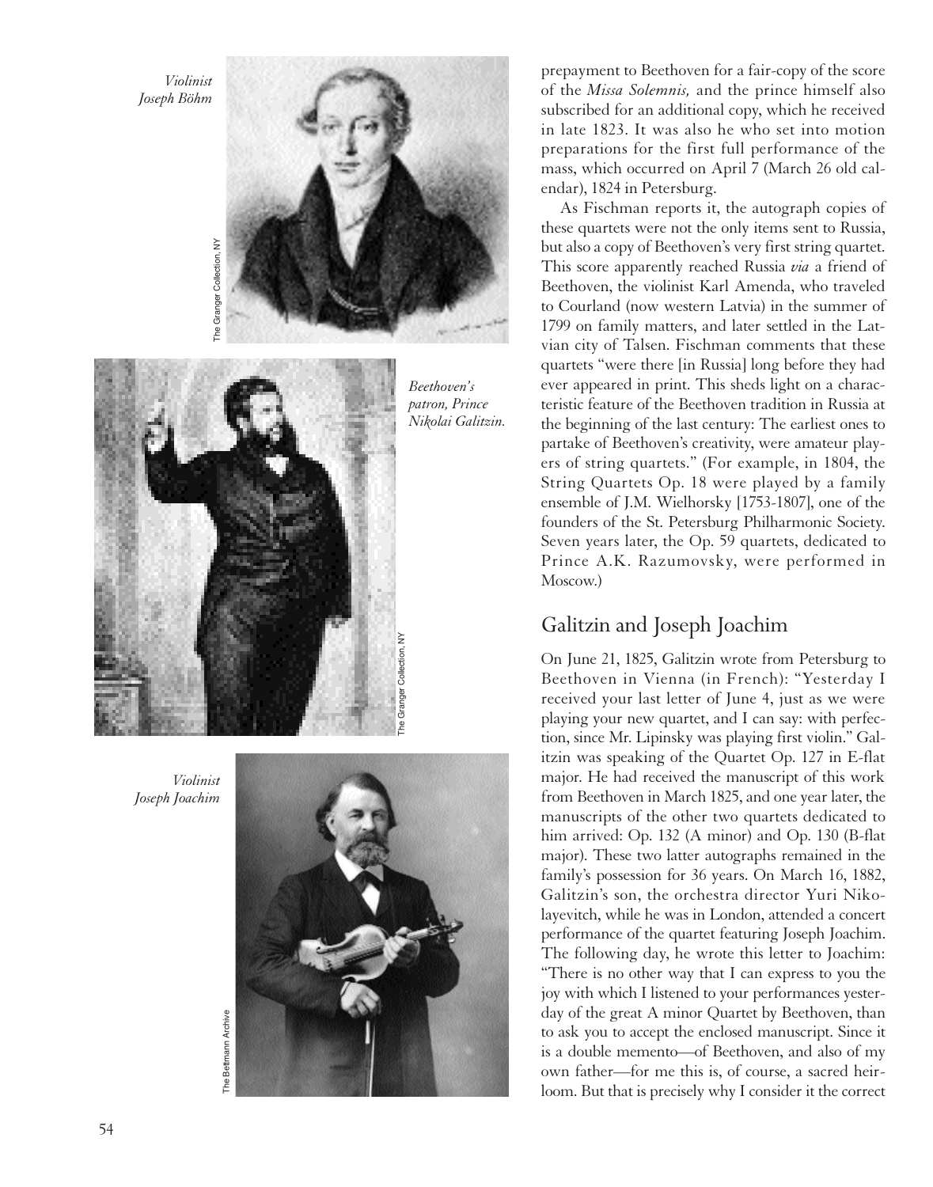*Violinist Joseph Böhm*

*Beethoven's patron, Prince Nikolai Galitzin.*

*Violinist Joseph Joachim*

prepayment to Beethoven for a fair-copy of the score of the *Missa Solemnis,* and the prince himself also subscribed for an additional copy, which he received in late 1823. It was also he who set into motion preparations for the first full performance of the mass, which occurred on April 7 (March 26 old calendar), 1824 in Petersburg.

As Fischman reports it, the autograph copies of these quartets were not the only items sent to Russia, but also a copy of Beethoven's very first string quartet. This score apparently reached Russia *via* a friend of Beethoven, the violinist Karl Amenda, who traveled to Courland (now western Latvia) in the summer of 1799 on family matters, and later settled in the Latvian city of Talsen. Fischman comments that these quartets "were there [in Russia] long before they had ever appeared in print. This sheds light on a characteristic feature of the Beethoven tradition in Russia at the beginning of the last century: The earliest ones to partake of Beethoven's creativity, were amateur players of string quartets." (For example, in 1804, the String Quartets Op. 18 were played by a family ensemble of J.M. Wielhorsky [1753-1807], one of the founders of the St. Petersburg Philharmonic Society. Seven years later, the Op. 59 quartets, dedicated to Prince A.K. Razumovsky, were performed in Moscow.)

## Galitzin and Joseph Joachim

On June 21, 1825, Galitzin wrote from Petersburg to Beethoven in Vienna (in French): "Yesterday I received your last letter of June 4, just as we were playing your new quartet, and I can say: with perfection, since Mr. Lipinsky was playing first violin." Galitzin was speaking of the Quartet Op. 127 in E-flat major. He had received the manuscript of this work from Beethoven in March 1825, and one year later, the manuscripts of the other two quartets dedicated to him arrived: Op. 132 (A minor) and Op. 130 (B-flat major). These two latter autographs remained in the family's possession for 36 years. On March 16, 1882, Galitzin's son, the orchestra director Yuri Nikolayevitch, while he was in London, attended a concert performance of the quartet featuring Joseph Joachim. The following day, he wrote this letter to Joachim: "There is no other way that I can express to you the joy with which I listened to your performances yesterday of the great A minor Quartet by Beethoven, than to ask you to accept the enclosed manuscript. Since it is a double memento—of Beethoven, and also of my own father—for me this is, of course, a sacred heirloom. But that is precisely why I consider it the correct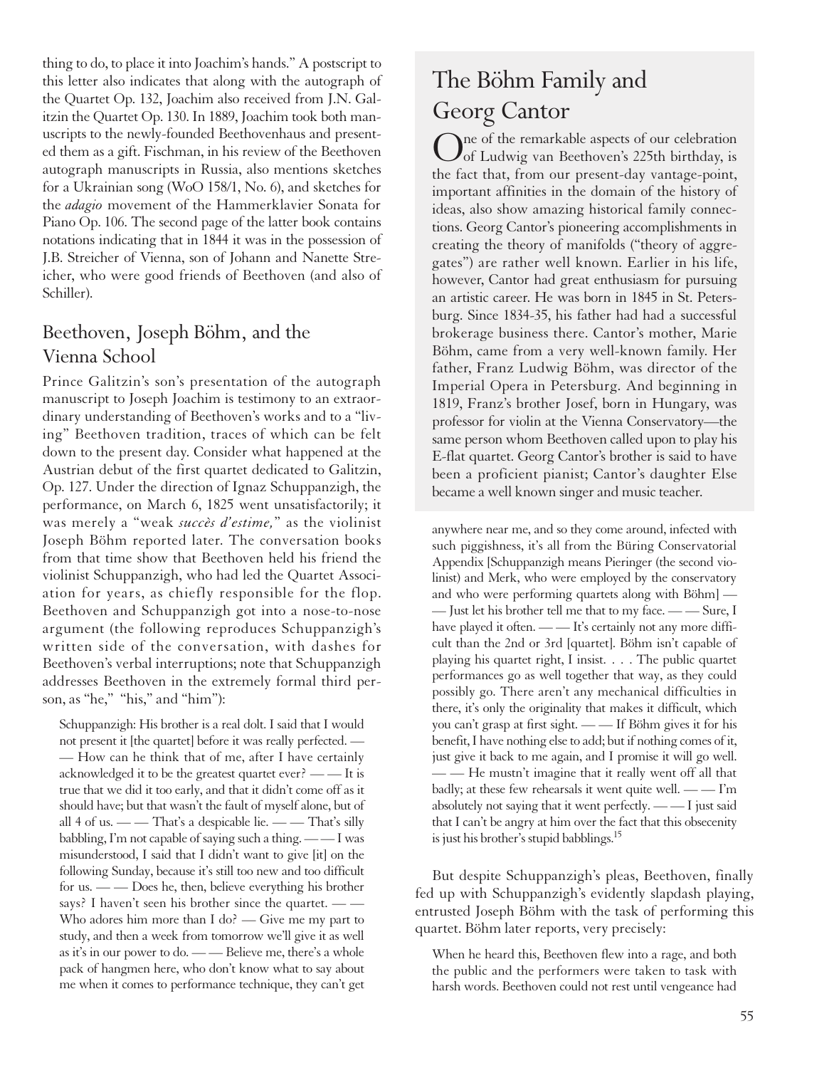thing to do, to place it into Joachim's hands." A postscript to this letter also indicates that along with the autograph of the Quartet Op. 132, Joachim also received from J.N. Galitzin the Quartet Op. 130. In 1889, Joachim took both manuscripts to the newly-founded Beethovenhaus and presented them as a gift. Fischman, in his review of the Beethoven autograph manuscripts in Russia, also mentions sketches for a Ukrainian song (WoO 158/1, No. 6), and sketches for the *adagio* movement of the Hammerklavier Sonata for Piano Op. 106. The second page of the latter book contains notations indicating that in 1844 it was in the possession of J.B. Streicher of Vienna, son of Johann and Nanette Streicher, who were good friends of Beethoven (and also of Schiller).

## Beethoven, Joseph Böhm, and the Vienna School

Prince Galitzin's son's presentation of the autograph manuscript to Joseph Joachim is testimony to an extraordinary understanding of Beethoven's works and to a "living" Beethoven tradition, traces of which can be felt down to the present day. Consider what happened at the Austrian debut of the first quartet dedicated to Galitzin, Op. 127. Under the direction of Ignaz Schuppanzigh, the performance, on March 6, 1825 went unsatisfactorily; it was merely a "weak *succès d'estime,*" as the violinist Joseph Böhm reported later. The conversation books from that time show that Beethoven held his friend the violinist Schuppanzigh, who had led the Quartet Association for years, as chiefly responsible for the flop. Beethoven and Schuppanzigh got into a nose-to-nose argument (the following reproduces Schuppanzigh's written side of the conversation, with dashes for Beethoven's verbal interruptions; note that Schuppanzigh addresses Beethoven in the extremely formal third person, as "he," "his," and "him"):

> Schuppanzigh: His brother is a real dolt. I said that I would not present it [the quartet] before it was really perfected. — — How can he think that of me, after I have certainly acknowledged it to be the greatest quartet ever? — — It is true that we did it too early, and that it didn't come off as it should have; but that wasn't the fault of myself alone, but of all 4 of us. — — That's a despicable lie. — — That's silly babbling, I'm not capable of saying such a thing. — — I was misunderstood, I said that I didn't want to give [it] on the following Sunday, because it's still too new and too difficult for us. — — Does he, then, believe everything his brother says? I haven't seen his brother since the quartet. — — Who adores him more than I do? — Give me my part to study, and then a week from tomorrow we'll give it as well as it's in our power to do. — — Believe me, there's a whole pack of hangmen here, who don't know what to say about me when it comes to performance technique, they can't get anywhere near me, and so they come around, infected with such piggishness, it's all from the Büring Conservatorial Appendix [Schuppanzigh means Pieringer (the second violinist) and Merk, who were employed by the conservatory and who were performing quartets along with Böhm] — — Just let his brother tell me that to my face. — — Sure, I have played it often. — — It's certainly not any more difficult than the 2nd or 3rd [quartet]. Böhm isn't capable of playing his quartet right, I insist. . . . The public quartet performances go as well together that way, as they could possibly go. There aren't any mechanical difficulties in there, it's only the originality that makes it difficult, which you can't grasp at first sight. — — If Böhm gives it for his benefit, I have nothing else to add; but if nothing comes of it, just give it back to me again, and I promise it will go well. — — He mustn't imagine that it really went off all that badly; at these few rehearsals it went quite well. — — I'm absolutely not saying that it went perfectly. — — I just said that I can't be angry at him over the fact that this obsecenity is just his brother's stupid babblings.[15]

But despite Schuppanzigh's pleas, Beethoven, finally fed up with Schuppanzigh's evidently slapdash playing, entrusted Joseph Böhm with the task of performing this quartet. Böhm later reports, very precisely:

> When he heard this, Beethoven flew into a rage, and both the public and the performers were taken to task with harsh words. Beethoven could not rest until vengeance had

## The Böhm Family and Georg Cantor

One of the remarkable aspects of our celebration of Ludwig van Beethoven's 225th birthday, is the fact that, from our present-day vantage-point, important affinities in the domain of the history of ideas, also show amazing historical family connections. Georg Cantor's pioneering accomplishments in creating the theory of manifolds ("theory of aggregates") are rather well known. Earlier in his life, however, Cantor had great enthusiasm for pursuing an artistic career. He was born in 1845 in St. Petersburg. Since 1834-35, his father had had a successful brokerage business there. Cantor's mother, Marie Böhm, came from a very well-known family. Her father, Franz Ludwig Böhm, was director of the Imperial Opera in Petersburg. And beginning in 1819, Franz's brother Josef, born in Hungary, was professor for violin at the Vienna Conservatory—the same person whom Beethoven called upon to play his E-flat quartet. Georg Cantor's brother is said to have been a proficient pianist; Cantor's daughter Else became a well known singer and music teacher.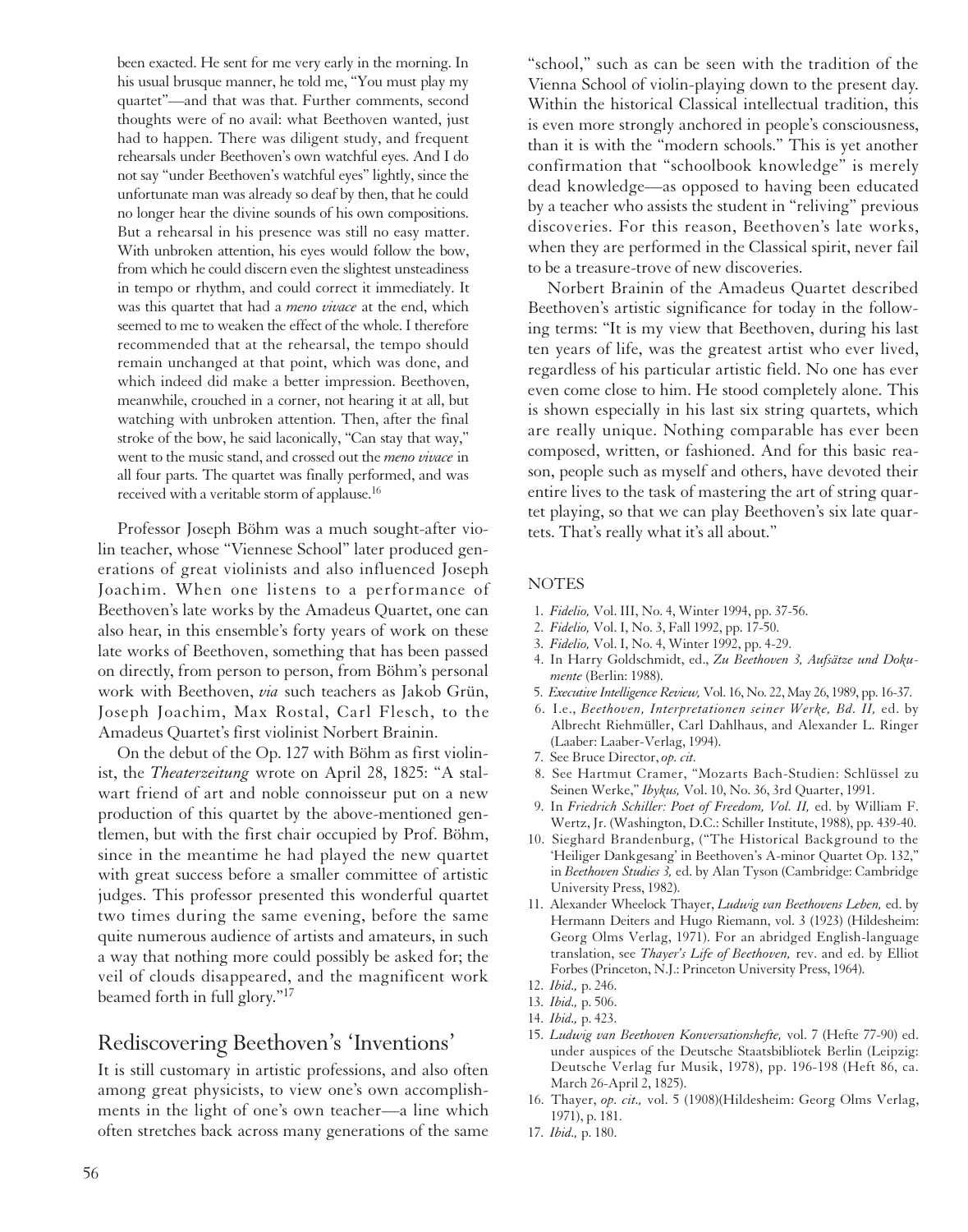been exacted. He sent for me very early in the morning. In his usual brusque manner, he told me, "You must play my quartet"—and that was that. Further comments, second thoughts were of no avail: what Beethoven wanted, just had to happen. There was diligent study, and frequent rehearsals under Beethoven's own watchful eyes. And I do not say "under Beethoven's watchful eyes" lightly, since the unfortunate man was already so deaf by then, that he could no longer hear the divine sounds of his own compositions. But a rehearsal in his presence was still no easy matter. With unbroken attention, his eyes would follow the bow, from which he could discern even the slightest unsteadiness in tempo or rhythm, and could correct it immediately. It was this quartet that had a *meno vivace* at the end, which seemed to me to weaken the effect of the whole. I therefore recommended that at the rehearsal, the tempo should remain unchanged at that point, which was done, and which indeed did make a better impression. Beethoven, meanwhile, crouched in a corner, not hearing it at all, but watching with unbroken attention. Then, after the final stroke of the bow, he said laconically, "Can stay that way," went to the music stand, and crossed out the *meno vivace* in all four parts. The quartet was finally performed, and was received with a veritable storm of applause.[16]

Professor Joseph Böhm was a much sought-after violin teacher, whose "Viennese School" later produced generations of great violinists and also influenced Joseph Joachim. When one listens to a performance of Beethoven's late works by the Amadeus Quartet, one can also hear, in this ensemble's forty years of work on these late works of Beethoven, something that has been passed on directly, from person to person, from Böhm's personal work with Beethoven, *via* such teachers as Jakob Grün, Joseph Joachim, Max Rostal, Carl Flesch, to the Amadeus Quartet's first violinist Norbert Brainin.

On the debut of the Op. 127 with Böhm as first violinist, the *Theaterzeitung* wrote on April 28, 1825: "A stalwart friend of art and noble connoisseur put on a new production of this quartet by the above-mentioned gentlemen, but with the first chair occupied by Prof. Böhm, since in the meantime he had played the new quartet with great success before a smaller committee of artistic judges. This professor presented this wonderful quartet two times during the same evening, before the same quite numerous audience of artists and amateurs, in such a way that nothing more could possibly be asked for; the veil of clouds disappeared, and the magnificent work beamed forth in full glory."[17]

## Rediscovering Beethoven's 'Inventions'

It is still customary in artistic professions, and also often among great physicists, to view one's own accomplishments in the light of one's own teacher—a line which often stretches back across many generations of the same "school," such as can be seen with the tradition of the Vienna School of violin-playing down to the present day. Within the historical Classical intellectual tradition, this is even more strongly anchored in people's consciousness, than it is with the "modern schools." This is yet another confirmation that "schoolbook knowledge" is merely dead knowledge—as opposed to having been educated by a teacher who assists the student in "reliving" previous discoveries. For this reason, Beethoven's late works, when they are performed in the Classical spirit, never fail to be a treasure-trove of new discoveries.

Norbert Brainin of the Amadeus Quartet described Beethoven's artistic significance for today in the following terms: "It is my view that Beethoven, during his last ten years of life, was the greatest artist who ever lived, regardless of his particular artistic field. No one has ever even come close to him. He stood completely alone. This is shown especially in his last six string quartets, which are really unique. Nothing comparable has ever been composed, written, or fashioned. And for this basic reason, people such as myself and others, have devoted their entire lives to the task of mastering the art of string quartet playing, so that we can play Beethoven's six late quartets. That's really what it's all about."

### NOTES

1. *Fidelio,* Vol. III, No. 4, Winter 1994, pp. 37-56.
2. *Fidelio,* Vol. I, No. 3, Fall 1992, pp. 17-50.
3. *Fidelio,* Vol. I, No. 4, Winter 1992, pp. 4-29.
4. In Harry Goldschmidt, ed., *Zu Beethoven 3, Aufsätze und Dokumente* (Berlin: 1988).
5. *Executive Intelligence Review,* Vol. 16, No. 22, May 26, 1989, pp. 16-37.
6. I.e., *Beethoven, Interpretationen seiner Werke, Bd. II,* ed. by Albrecht Riehmüller, Carl Dahlhaus, and Alexander L. Ringer (Laaber: Laaber-Verlag, 1994).
7. See Bruce Director, *op. cit.*
8. See Hartmut Cramer, "Mozarts Bach-Studien: Schlüssel zu Seinen Werke," *Ibykus,* Vol. 10, No. 36, 3rd Quarter, 1991.
9. In *Friedrich Schiller: Poet of Freedom, Vol. II,* ed. by William F. Wertz, Jr. (Washington, D.C.: Schiller Institute, 1988), pp. 439-40.
10. Sieghard Brandenburg, ("The Historical Background to the 'Heiliger Dankgesang' in Beethoven's A-minor Quartet Op. 132," in *Beethoven Studies 3,* ed. by Alan Tyson (Cambridge: Cambridge University Press, 1982).
11. Alexander Wheelock Thayer, *Ludwig van Beethovens Leben,* ed. by Hermann Deiters and Hugo Riemann, vol. 3 (1923) (Hildesheim: Georg Olms Verlag, 1971). For an abridged English-language translation, see *Thayer's Life of Beethoven,* rev. and ed. by Elliot Forbes (Princeton, N.J.: Princeton University Press, 1964).
12. *Ibid.,* p. 246.
13. *Ibid.,* p. 506.
14. *Ibid.,* p. 423.
15. *Ludwig van Beethoven Konversationshefte,* vol. 7 (Hefte 77-90) ed. under auspices of the Deutsche Staatsbibliotek Berlin (Leipzig: Deutsche Verlag fur Musik, 1978), pp. 196-198 (Heft 86, ca. March 26-April 2, 1825).
16. Thayer, *op. cit.,* vol. 5 (1908)(Hildesheim: Georg Olms Verlag, 1971), p. 181.
17. *Ibid.,* p. 180.